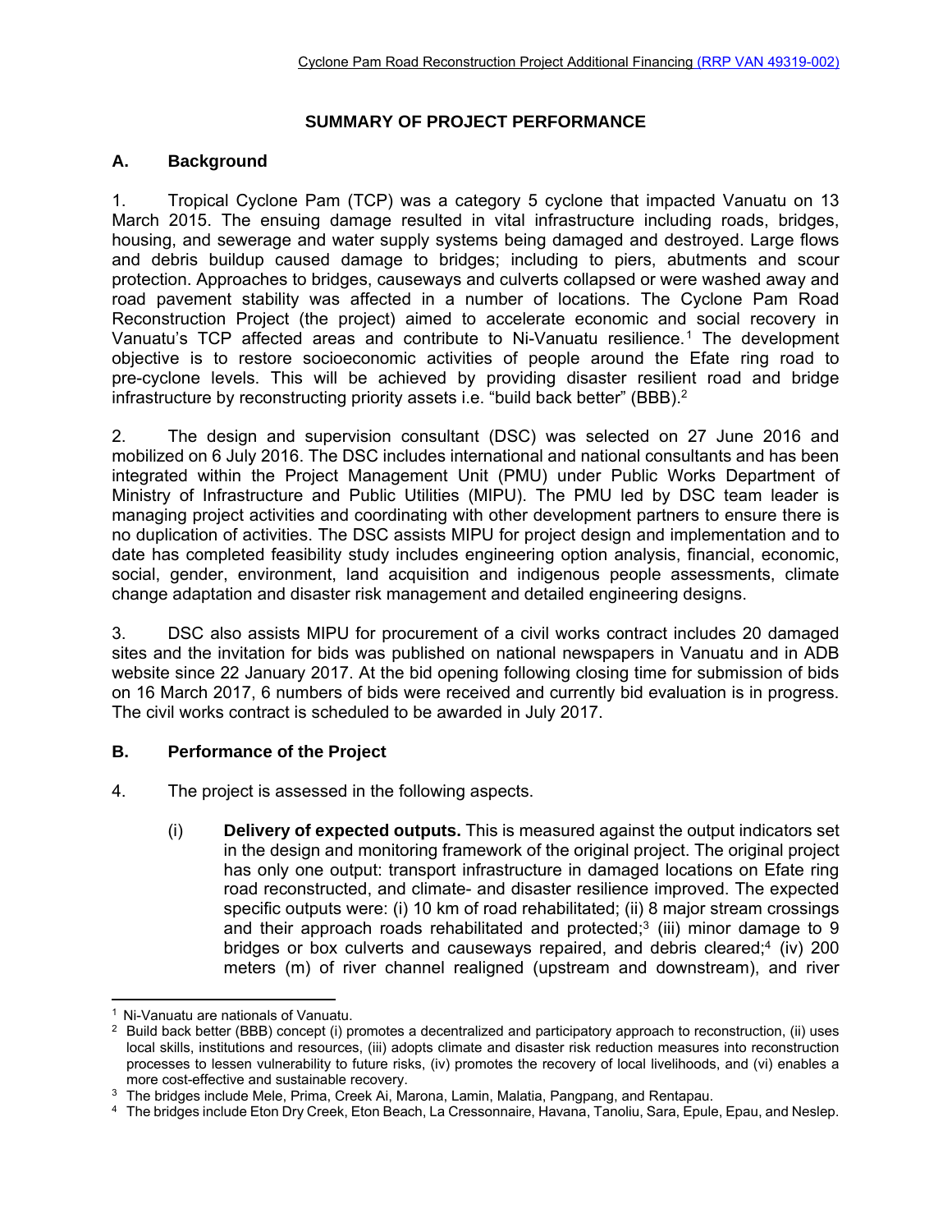# SUMMARY OF PROJECT PERFORMANCE

## A. Background

1. Tropical Cyclone Pam (TCP) was a category 5 cyclone that impacted Vanuatu on 13 March 2015. The ensuing damage resulted in vital infrastructure including roads, bridges, housing, and sewerage and water supply systems being damaged and destroyed. Large flows and debris buildup caused damage to bridges; including to piers, abutments and scour protection. Approaches to bridges, causeways and culverts collapsed or were washed away and road pavement stability was affected in a number of locations. The Cyclone Pam Road Reconstruction Project (the project) aimed to accelerate economic and social recovery in Vanuatu's TCP affected areas and contribute to Ni-Vanuatu resilience.[1] The development objective is to restore socioeconomic activities of people around the Efate ring road to pre-cyclone levels. This will be achieved by providing disaster resilient road and bridge infrastructure by reconstructing priority assets i.e. "build back better" (BBB).[2]

2. The design and supervision consultant (DSC) was selected on 27 June 2016 and mobilized on 6 July 2016. The DSC includes international and national consultants and has been integrated within the Project Management Unit (PMU) under Public Works Department of Ministry of Infrastructure and Public Utilities (MIPU). The PMU led by DSC team leader is managing project activities and coordinating with other development partners to ensure there is no duplication of activities. The DSC assists MIPU for project design and implementation and to date has completed feasibility study includes engineering option analysis, financial, economic, social, gender, environment, land acquisition and indigenous people assessments, climate change adaptation and disaster risk management and detailed engineering designs.

3. DSC also assists MIPU for procurement of a civil works contract includes 20 damaged sites and the invitation for bids was published on national newspapers in Vanuatu and in ADB website since 22 January 2017. At the bid opening following closing time for submission of bids on 16 March 2017, 6 numbers of bids were received and currently bid evaluation is in progress. The civil works contract is scheduled to be awarded in July 2017.

## B. Performance of the Project

4. The project is assessed in the following aspects.

   (i) **Delivery of expected outputs.** This is measured against the output indicators set in the design and monitoring framework of the original project. The original project has only one output: transport infrastructure in damaged locations on Efate ring road reconstructed, and climate- and disaster resilience improved. The expected specific outputs were: (i) 10 km of road rehabilitated; (ii) 8 major stream crossings and their approach roads rehabilitated and protected;[3] (iii) minor damage to 9 bridges or box culverts and causeways repaired, and debris cleared;[4] (iv) 200 meters (m) of river channel realigned (upstream and downstream), and river

---

[1] Ni-Vanuatu are nationals of Vanuatu.

[2] Build back better (BBB) concept (i) promotes a decentralized and participatory approach to reconstruction, (ii) uses local skills, institutions and resources, (iii) adopts climate and disaster risk reduction measures into reconstruction processes to lessen vulnerability to future risks, (iv) promotes the recovery of local livelihoods, and (vi) enables a more cost-effective and sustainable recovery.

[3] The bridges include Mele, Prima, Creek Ai, Marona, Lamin, Malatia, Pangpang, and Rentapau.

[4] The bridges include Eton Dry Creek, Eton Beach, La Cressonnaire, Havana, Tanoliu, Sara, Epule, Epau, and Neslep.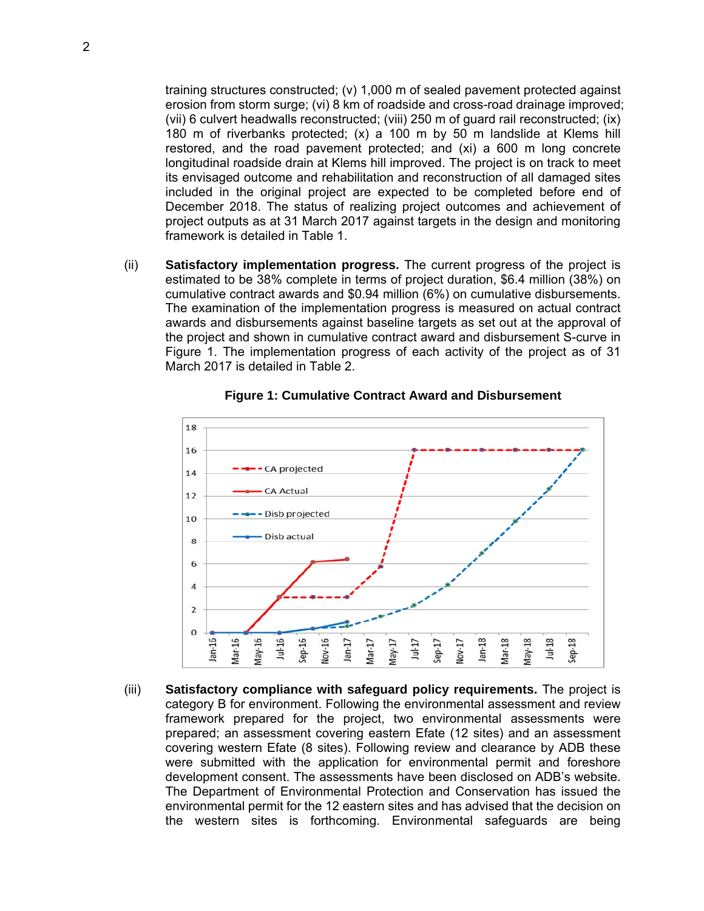training structures constructed; (v) 1,000 m of sealed pavement protected against erosion from storm surge; (vi) 8 km of roadside and cross-road drainage improved; (vii) 6 culvert headwalls reconstructed; (viii) 250 m of guard rail reconstructed; (ix) 180 m of riverbanks protected; (x) a 100 m by 50 m landslide at Klems hill restored, and the road pavement protected; and (xi) a 600 m long concrete longitudinal roadside drain at Klems hill improved. The project is on track to meet its envisaged outcome and rehabilitation and reconstruction of all damaged sites included in the original project are expected to be completed before end of December 2018. The status of realizing project outcomes and achievement of project outputs as at 31 March 2017 against targets in the design and monitoring framework is detailed in Table 1.

(ii) **Satisfactory implementation progress.** The current progress of the project is estimated to be 38% complete in terms of project duration, $6.4 million (38%) on cumulative contract awards and $0.94 million (6%) on cumulative disbursements. The examination of the implementation progress is measured on actual contract awards and disbursements against baseline targets as set out at the approval of the project and shown in cumulative contract award and disbursement S-curve in Figure 1. The implementation progress of each activity of the project as of 31 March 2017 is detailed in Table 2.

**Figure 1: Cumulative Contract Award and Disbursement**

(iii) **Satisfactory compliance with safeguard policy requirements.** The project is category B for environment. Following the environmental assessment and review framework prepared for the project, two environmental assessments were prepared; an assessment covering eastern Efate (12 sites) and an assessment covering western Efate (8 sites). Following review and clearance by ADB these were submitted with the application for environmental permit and foreshore development consent. The assessments have been disclosed on ADB's website. The Department of Environmental Protection and Conservation has issued the environmental permit for the 12 eastern sites and has advised that the decision on the western sites is forthcoming. Environmental safeguards are being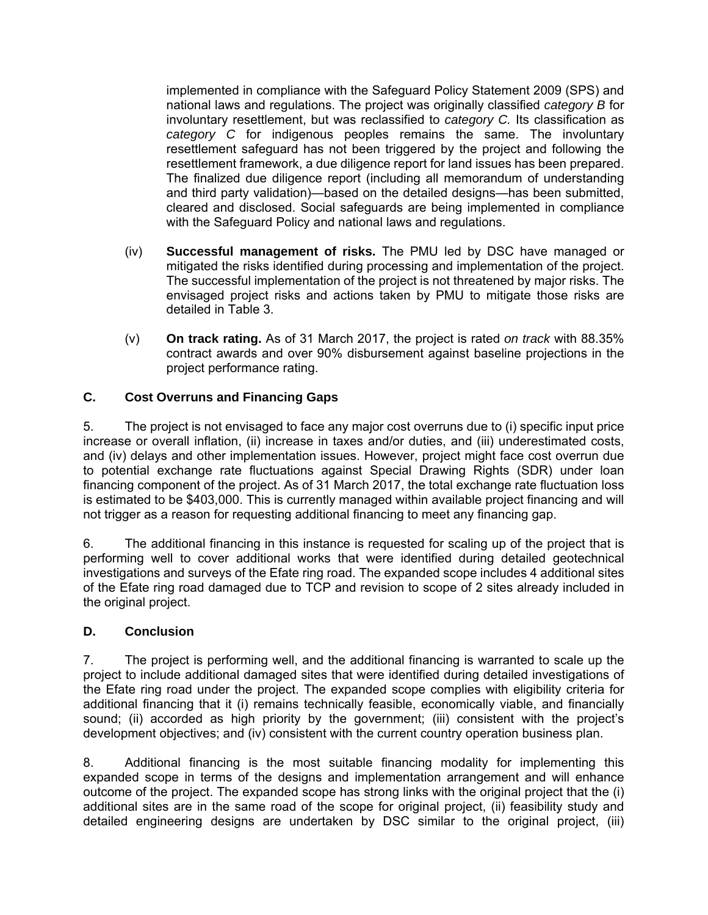implemented in compliance with the Safeguard Policy Statement 2009 (SPS) and national laws and regulations. The project was originally classified *category B* for involuntary resettlement, but was reclassified to *category C.* Its classification as *category C* for indigenous peoples remains the same. The involuntary resettlement safeguard has not been triggered by the project and following the resettlement framework, a due diligence report for land issues has been prepared. The finalized due diligence report (including all memorandum of understanding and third party validation)—based on the detailed designs—has been submitted, cleared and disclosed. Social safeguards are being implemented in compliance with the Safeguard Policy and national laws and regulations.

(iv) **Successful management of risks.** The PMU led by DSC have managed or mitigated the risks identified during processing and implementation of the project. The successful implementation of the project is not threatened by major risks. The envisaged project risks and actions taken by PMU to mitigate those risks are detailed in Table 3.

(v) **On track rating.** As of 31 March 2017, the project is rated *on track* with 88.35% contract awards and over 90% disbursement against baseline projections in the project performance rating.

### C. Cost Overruns and Financing Gaps

5. The project is not envisaged to face any major cost overruns due to (i) specific input price increase or overall inflation, (ii) increase in taxes and/or duties, and (iii) underestimated costs, and (iv) delays and other implementation issues. However, project might face cost overrun due to potential exchange rate fluctuations against Special Drawing Rights (SDR) under loan financing component of the project. As of 31 March 2017, the total exchange rate fluctuation loss is estimated to be $403,000. This is currently managed within available project financing and will not trigger as a reason for requesting additional financing to meet any financing gap.

6. The additional financing in this instance is requested for scaling up of the project that is performing well to cover additional works that were identified during detailed geotechnical investigations and surveys of the Efate ring road. The expanded scope includes 4 additional sites of the Efate ring road damaged due to TCP and revision to scope of 2 sites already included in the original project.

### D. Conclusion

7. The project is performing well, and the additional financing is warranted to scale up the project to include additional damaged sites that were identified during detailed investigations of the Efate ring road under the project. The expanded scope complies with eligibility criteria for additional financing that it (i) remains technically feasible, economically viable, and financially sound; (ii) accorded as high priority by the government; (iii) consistent with the project's development objectives; and (iv) consistent with the current country operation business plan.

8. Additional financing is the most suitable financing modality for implementing this expanded scope in terms of the designs and implementation arrangement and will enhance outcome of the project. The expanded scope has strong links with the original project that the (i) additional sites are in the same road of the scope for original project, (ii) feasibility study and detailed engineering designs are undertaken by DSC similar to the original project, (iii)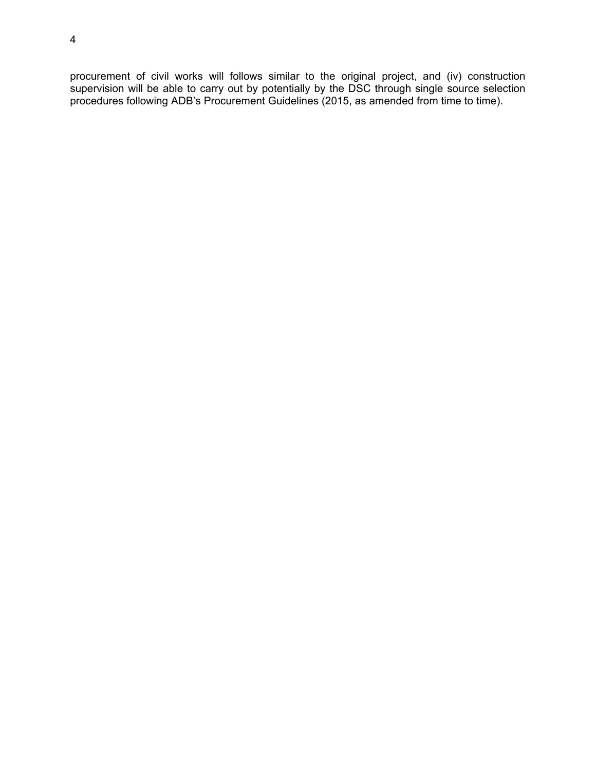procurement of civil works will follows similar to the original project, and (iv) construction supervision will be able to carry out by potentially by the DSC through single source selection procedures following ADB's Procurement Guidelines (2015, as amended from time to time).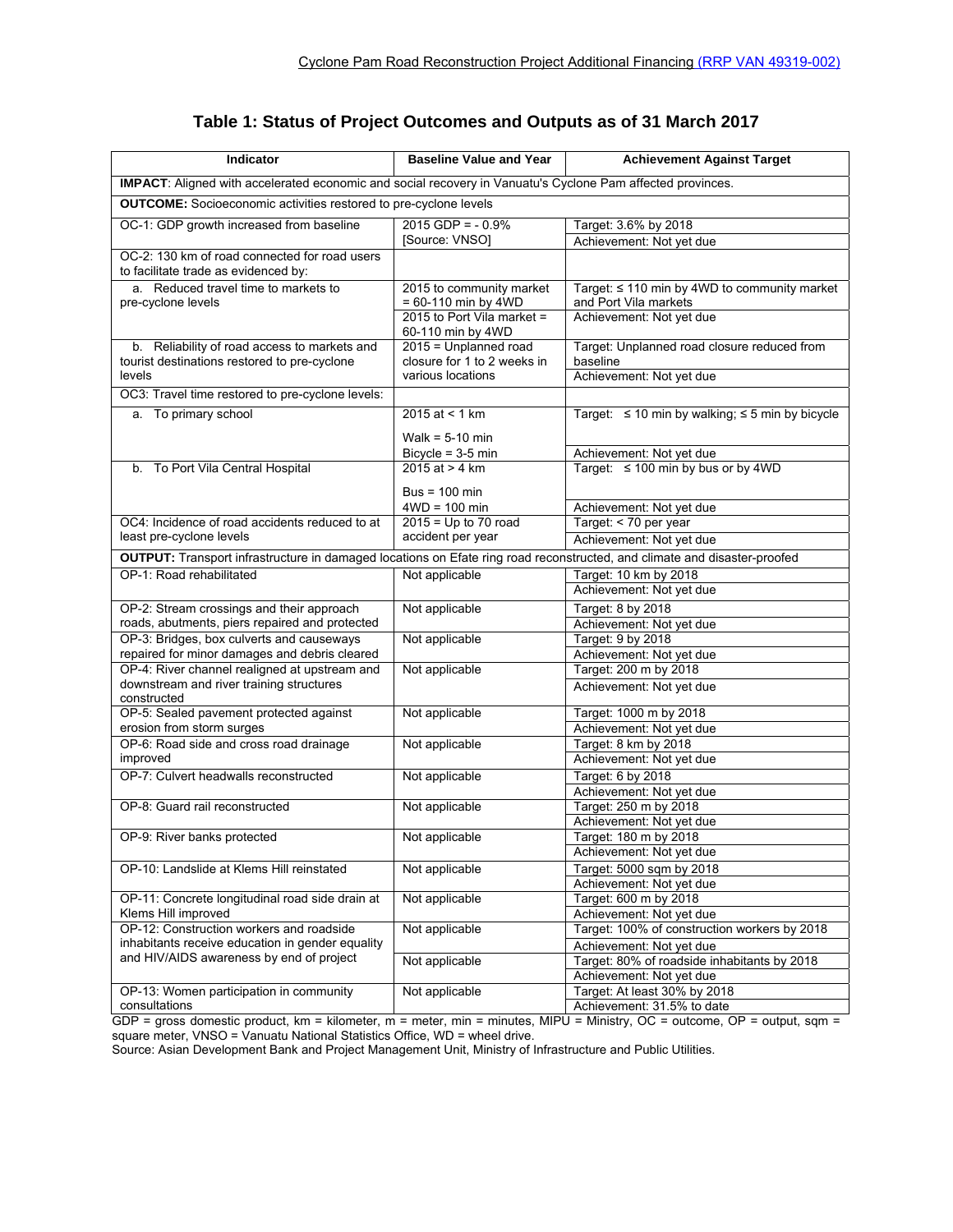## Table 1: Status of Project Outcomes and Outputs as of 31 March 2017

| Indicator | Baseline Value and Year | Achievement Against Target |
|---|---|---|
| **IMPACT**: Aligned with accelerated economic and social recovery in Vanuatu's Cyclone Pam affected provinces. | | |
| **OUTCOME:** Socioeconomic activities restored to pre-cyclone levels | | |
| OC-1: GDP growth increased from baseline | 2015 GDP = - 0.9% [Source: VNSO] | Target: 3.6% by 2018<br>Achievement: Not yet due |
| OC-2: 130 km of road connected for road users to facilitate trade as evidenced by: | | |
| a. Reduced travel time to markets to pre-cyclone levels | 2015 to community market = 60-110 min by 4WD<br>2015 to Port Vila market = 60-110 min by 4WD | Target: ≤ 110 min by 4WD to community market and Port Vila markets<br>Achievement: Not yet due |
| b. Reliability of road access to markets and tourist destinations restored to pre-cyclone levels | 2015 = Unplanned road closure for 1 to 2 weeks in various locations | Target: Unplanned road closure reduced from baseline<br>Achievement: Not yet due |
| OC3: Travel time restored to pre-cyclone levels: | | |
| a. To primary school | 2015 at < 1 km<br>Walk = 5-10 min<br>Bicycle = 3-5 min | Target: ≤ 10 min by walking; ≤ 5 min by bicycle<br>Achievement: Not yet due |
| b. To Port Vila Central Hospital | 2015 at > 4 km<br>Bus = 100 min<br>4WD = 100 min | Target: ≤ 100 min by bus or by 4WD<br>Achievement: Not yet due |
| OC4: Incidence of road accidents reduced to at least pre-cyclone levels | 2015 = Up to 70 road accident per year | Target: < 70 per year<br>Achievement: Not yet due |
| **OUTPUT:** Transport infrastructure in damaged locations on Efate ring road reconstructed, and climate and disaster-proofed | | |
| OP-1: Road rehabilitated | Not applicable | Target: 10 km by 2018<br>Achievement: Not yet due |
| OP-2: Stream crossings and their approach roads, abutments, piers repaired and protected | Not applicable | Target: 8 by 2018<br>Achievement: Not yet due |
| OP-3: Bridges, box culverts and causeways repaired for minor damages and debris cleared | Not applicable | Target: 9 by 2018<br>Achievement: Not yet due |
| OP-4: River channel realigned at upstream and downstream and river training structures constructed | Not applicable | Target: 200 m by 2018<br>Achievement: Not yet due |
| OP-5: Sealed pavement protected against erosion from storm surges | Not applicable | Target: 1000 m by 2018<br>Achievement: Not yet due |
| OP-6: Road side and cross road drainage improved | Not applicable | Target: 8 km by 2018<br>Achievement: Not yet due |
| OP-7: Culvert headwalls reconstructed | Not applicable | Target: 6 by 2018<br>Achievement: Not yet due |
| OP-8: Guard rail reconstructed | Not applicable | Target: 250 m by 2018<br>Achievement: Not yet due |
| OP-9: River banks protected | Not applicable | Target: 180 m by 2018<br>Achievement: Not yet due |
| OP-10: Landslide at Klems Hill reinstated | Not applicable | Target: 5000 sqm by 2018<br>Achievement: Not yet due |
| OP-11: Concrete longitudinal road side drain at Klems Hill improved | Not applicable | Target: 600 m by 2018<br>Achievement: Not yet due |
| OP-12: Construction workers and roadside inhabitants receive education in gender equality and HIV/AIDS awareness by end of project | Not applicable | Target: 100% of construction workers by 2018<br>Achievement: Not yet due |
| | Not applicable | Target: 80% of roadside inhabitants by 2018<br>Achievement: Not yet due |
| OP-13: Women participation in community consultations | Not applicable | Target: At least 30% by 2018<br>Achievement: 31.5% to date |

GDP = gross domestic product, km = kilometer, m = meter, min = minutes, MIPU = Ministry, OC = outcome, OP = output, sqm = square meter, VNSO = Vanuatu National Statistics Office, WD = wheel drive.
Source: Asian Development Bank and Project Management Unit, Ministry of Infrastructure and Public Utilities.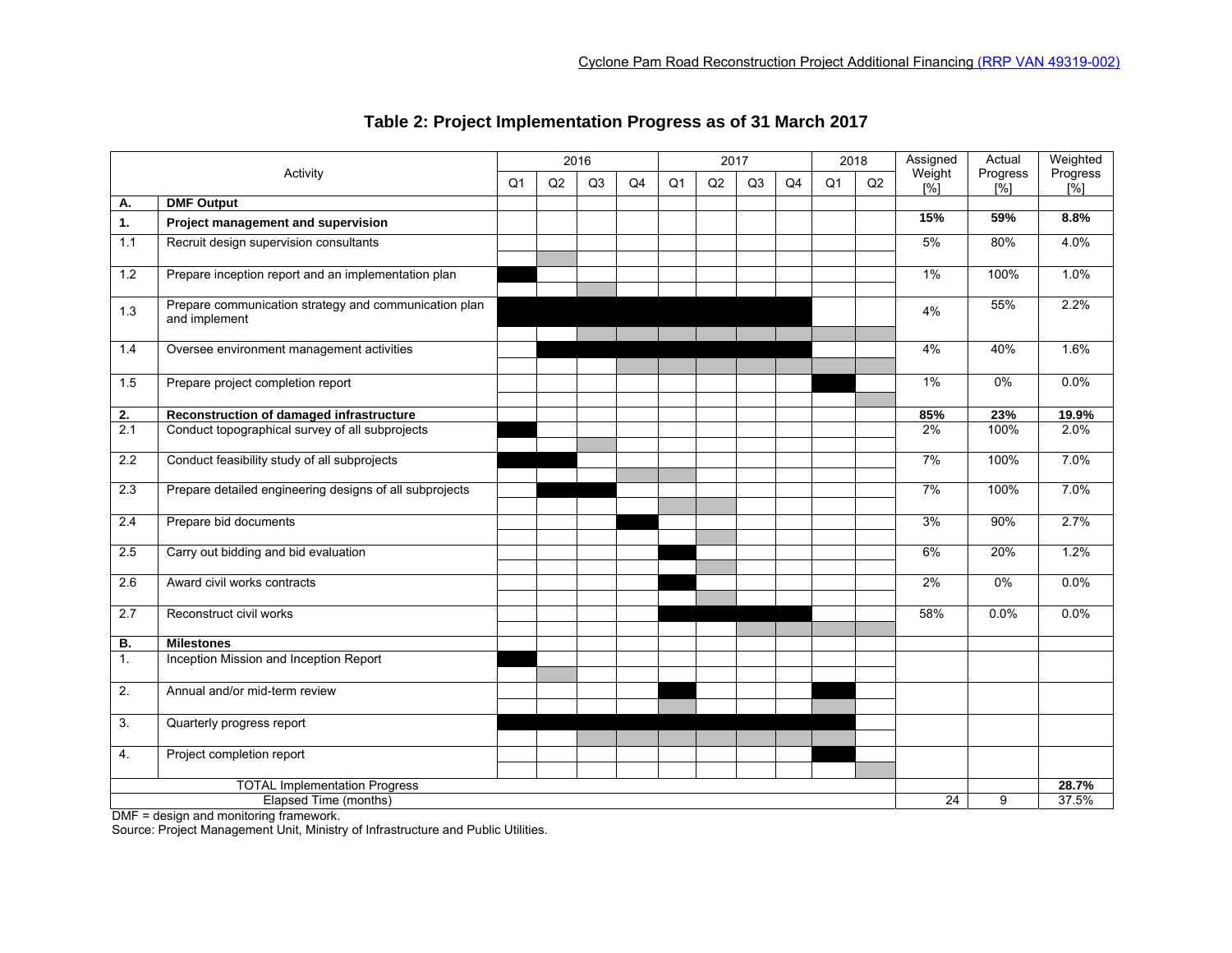# Table 2: Project Implementation Progress as of 31 March 2017

| | Activity | 2016 | | | | 2017 | | | | 2018 | | Assigned Weight [%] | Actual Progress [%] | Weighted Progress [%] |
|---|---|---|---|---|---|---|---|---|---|---|---|---|---|---|
| | | Q1 | Q2 | Q3 | Q4 | Q1 | Q2 | Q3 | Q4 | Q1 | Q2 | | | |
| **A.** | **DMF Output** | | | | | | | | | | | | | |
| **1.** | **Project management and supervision** | | | | | | | | | | | **15%** | **59%** | **8.8%** |
| 1.1 | Recruit design supervision consultants | | | | | | | | | | | 5% | 80% | 4.0% |
| 1.2 | Prepare inception report and an implementation plan | | | | | | | | | | | 1% | 100% | 1.0% |
| 1.3 | Prepare communication strategy and communication plan and implement | | | | | | | | | | | 4% | 55% | 2.2% |
| 1.4 | Oversee environment management activities | | | | | | | | | | | 4% | 40% | 1.6% |
| 1.5 | Prepare project completion report | | | | | | | | | | | 1% | 0% | 0.0% |
| **2.** | **Reconstruction of damaged infrastructure** | | | | | | | | | | | **85%** | **23%** | **19.9%** |
| 2.1 | Conduct topographical survey of all subprojects | | | | | | | | | | | 2% | 100% | 2.0% |
| 2.2 | Conduct feasibility study of all subprojects | | | | | | | | | | | 7% | 100% | 7.0% |
| 2.3 | Prepare detailed engineering designs of all subprojects | | | | | | | | | | | 7% | 100% | 7.0% |
| 2.4 | Prepare bid documents | | | | | | | | | | | 3% | 90% | 2.7% |
| 2.5 | Carry out bidding and bid evaluation | | | | | | | | | | | 6% | 20% | 1.2% |
| 2.6 | Award civil works contracts | | | | | | | | | | | 2% | 0% | 0.0% |
| 2.7 | Reconstruct civil works | | | | | | | | | | | 58% | 0.0% | 0.0% |
| **B.** | **Milestones** | | | | | | | | | | | | | |
| 1. | Inception Mission and Inception Report | | | | | | | | | | | | | |
| 2. | Annual and/or mid-term review | | | | | | | | | | | | | |
| 3. | Quarterly progress report | | | | | | | | | | | | | |
| 4. | Project completion report | | | | | | | | | | | | | |
| | TOTAL Implementation Progress | | | | | | | | | | | | | **28.7%** |
| | Elapsed Time (months) | | | | | | | | | | | 24 | 9 | 37.5% |

DMF = design and monitoring framework.
Source: Project Management Unit, Ministry of Infrastructure and Public Utilities.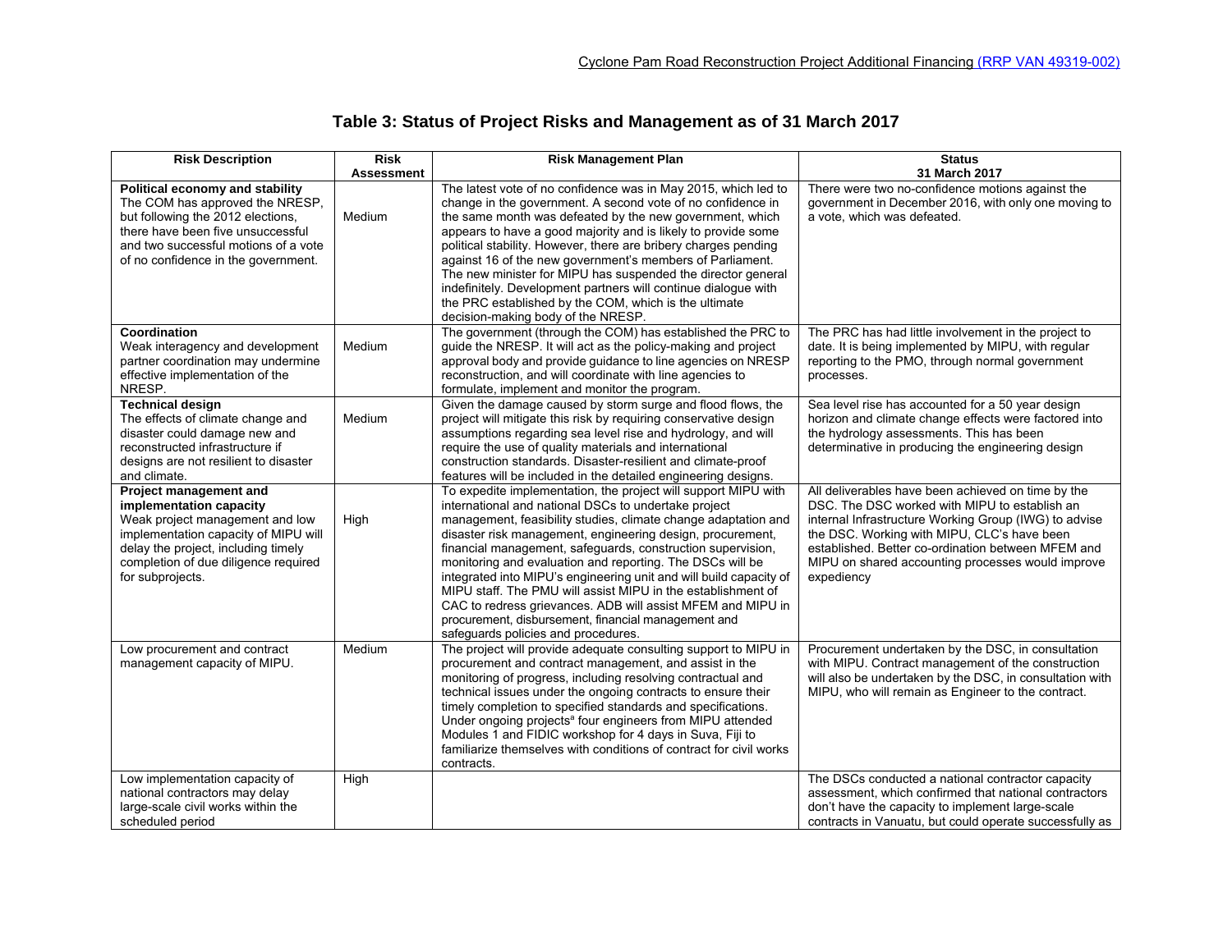## Table 3: Status of Project Risks and Management as of 31 March 2017

| Risk Description | Risk Assessment | Risk Management Plan | Status 31 March 2017 |
|---|---|---|---|
| **Political economy and stability** The COM has approved the NRESP, but following the 2012 elections, there have been five unsuccessful and two successful motions of a vote of no confidence in the government. | Medium | The latest vote of no confidence was in May 2015, which led to change in the government. A second vote of no confidence in the same month was defeated by the new government, which appears to have a good majority and is likely to provide some political stability. However, there are bribery charges pending against 16 of the new government's members of Parliament. The new minister for MIPU has suspended the director general indefinitely. Development partners will continue dialogue with the PRC established by the COM, which is the ultimate decision-making body of the NRESP. | There were two no-confidence motions against the government in December 2016, with only one moving to a vote, which was defeated. |
| **Coordination** Weak interagency and development partner coordination may undermine effective implementation of the NRESP. | Medium | The government (through the COM) has established the PRC to guide the NRESP. It will act as the policy-making and project approval body and provide guidance to line agencies on NRESP reconstruction, and will coordinate with line agencies to formulate, implement and monitor the program. | The PRC has had little involvement in the project to date. It is being implemented by MIPU, with regular reporting to the PMO, through normal government processes. |
| **Technical design** The effects of climate change and disaster could damage new and reconstructed infrastructure if designs are not resilient to disaster and climate. | Medium | Given the damage caused by storm surge and flood flows, the project will mitigate this risk by requiring conservative design assumptions regarding sea level rise and hydrology, and will require the use of quality materials and international construction standards. Disaster-resilient and climate-proof features will be included in the detailed engineering designs. | Sea level rise has accounted for a 50 year design horizon and climate change effects were factored into the hydrology assessments. This has been determinative in producing the engineering design |
| **Project management and implementation capacity** Weak project management and low implementation capacity of MIPU will delay the project, including timely completion of due diligence required for subprojects. | High | To expedite implementation, the project will support MIPU with international and national DSCs to undertake project management, feasibility studies, climate change adaptation and disaster risk management, engineering design, procurement, financial management, safeguards, construction supervision, monitoring and evaluation and reporting. The DSCs will be integrated into MIPU's engineering unit and will build capacity of MIPU staff. The PMU will assist MIPU in the establishment of CAC to redress grievances. ADB will assist MFEM and MIPU in procurement, disbursement, financial management and safeguards policies and procedures. | All deliverables have been achieved on time by the DSC. The DSC worked with MIPU to establish an internal Infrastructure Working Group (IWG) to advise the DSC. Working with MIPU, CLC's have been established. Better co-ordination between MFEM and MIPU on shared accounting processes would improve expediency |
| Low procurement and contract management capacity of MIPU. | Medium | The project will provide adequate consulting support to MIPU in procurement and contract management, and assist in the monitoring of progress, including resolving contractual and technical issues under the ongoing contracts to ensure their timely completion to specified standards and specifications. Under ongoing projects[a] four engineers from MIPU attended Modules 1 and FIDIC workshop for 4 days in Suva, Fiji to familiarize themselves with conditions of contract for civil works contracts. | Procurement undertaken by the DSC, in consultation with MIPU. Contract management of the construction will also be undertaken by the DSC, in consultation with MIPU, who will remain as Engineer to the contract. |
| Low implementation capacity of national contractors may delay large-scale civil works within the scheduled period | High | | The DSCs conducted a national contractor capacity assessment, which confirmed that national contractors don't have the capacity to implement large-scale contracts in Vanuatu, but could operate successfully as |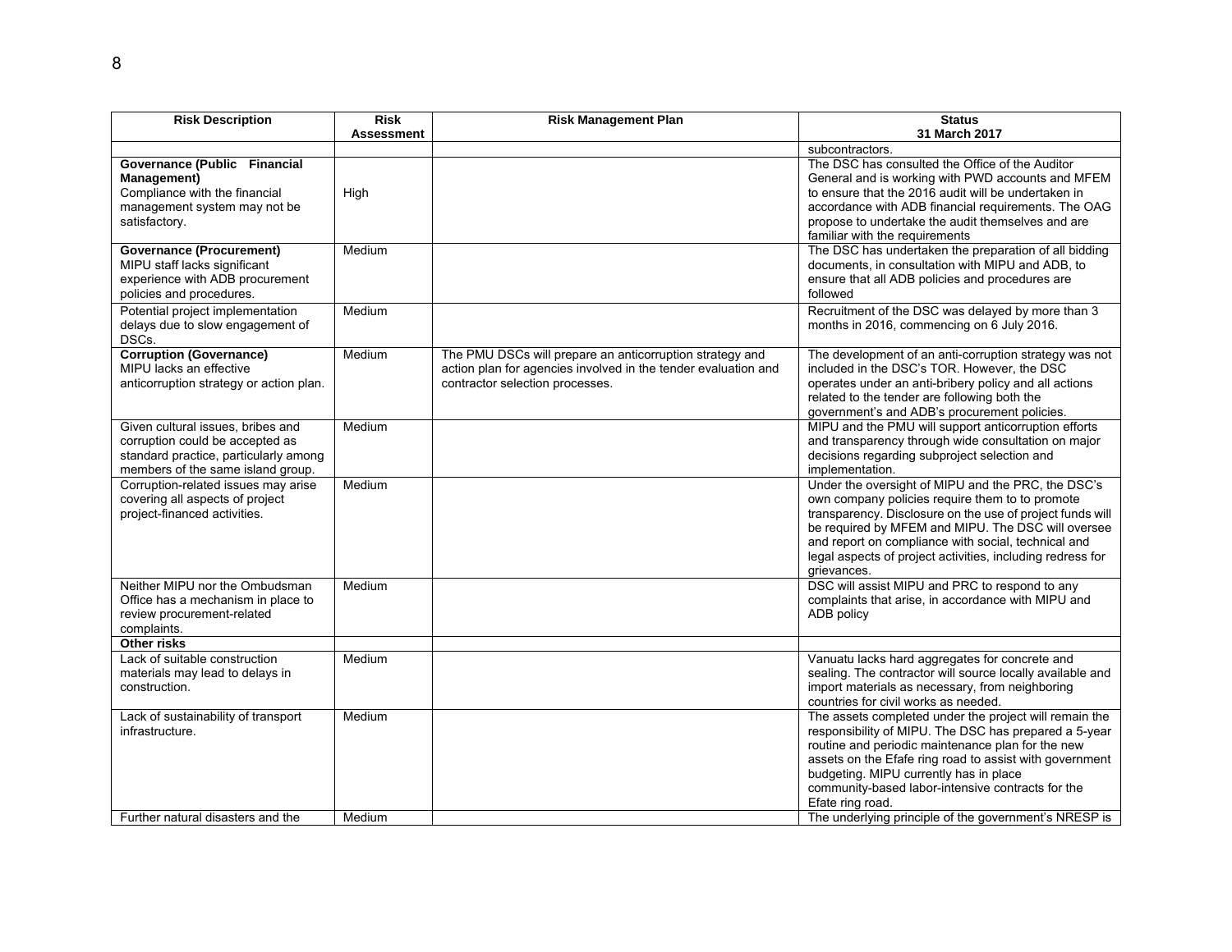| Risk Description | Risk Assessment | Risk Management Plan | Status 31 March 2017 |
|---|---|---|---|
| | | | subcontractors. |
| **Governance (Public Financial Management)** Compliance with the financial management system may not be satisfactory. | High | | The DSC has consulted the Office of the Auditor General and is working with PWD accounts and MFEM to ensure that the 2016 audit will be undertaken in accordance with ADB financial requirements. The OAG propose to undertake the audit themselves and are familiar with the requirements |
| **Governance (Procurement)** MIPU staff lacks significant experience with ADB procurement policies and procedures. | Medium | | The DSC has undertaken the preparation of all bidding documents, in consultation with MIPU and ADB, to ensure that all ADB policies and procedures are followed |
| Potential project implementation delays due to slow engagement of DSCs. | Medium | | Recruitment of the DSC was delayed by more than 3 months in 2016, commencing on 6 July 2016. |
| **Corruption (Governance)** MIPU lacks an effective anticorruption strategy or action plan. | Medium | The PMU DSCs will prepare an anticorruption strategy and action plan for agencies involved in the tender evaluation and contractor selection processes. | The development of an anti-corruption strategy was not included in the DSC's TOR. However, the DSC operates under an anti-bribery policy and all actions related to the tender are following both the government's and ADB's procurement policies. |
| Given cultural issues, bribes and corruption could be accepted as standard practice, particularly among members of the same island group. | Medium | | MIPU and the PMU will support anticorruption efforts and transparency through wide consultation on major decisions regarding subproject selection and implementation. |
| Corruption-related issues may arise covering all aspects of project project-financed activities. | Medium | | Under the oversight of MIPU and the PRC, the DSC's own company policies require them to to promote transparency. Disclosure on the use of project funds will be required by MFEM and MIPU. The DSC will oversee and report on compliance with social, technical and legal aspects of project activities, including redress for grievances. |
| Neither MIPU nor the Ombudsman Office has a mechanism in place to review procurement-related complaints. | Medium | | DSC will assist MIPU and PRC to respond to any complaints that arise, in accordance with MIPU and ADB policy |
| **Other risks** | | | |
| Lack of suitable construction materials may lead to delays in construction. | Medium | | Vanuatu lacks hard aggregates for concrete and sealing. The contractor will source locally available and import materials as necessary, from neighboring countries for civil works as needed. |
| Lack of sustainability of transport infrastructure. | Medium | | The assets completed under the project will remain the responsibility of MIPU. The DSC has prepared a 5-year routine and periodic maintenance plan for the new assets on the Efafe ring road to assist with government budgeting. MIPU currently has in place community-based labor-intensive contracts for the Efate ring road. |
| Further natural disasters and the | Medium | | The underlying principle of the government's NRESP is |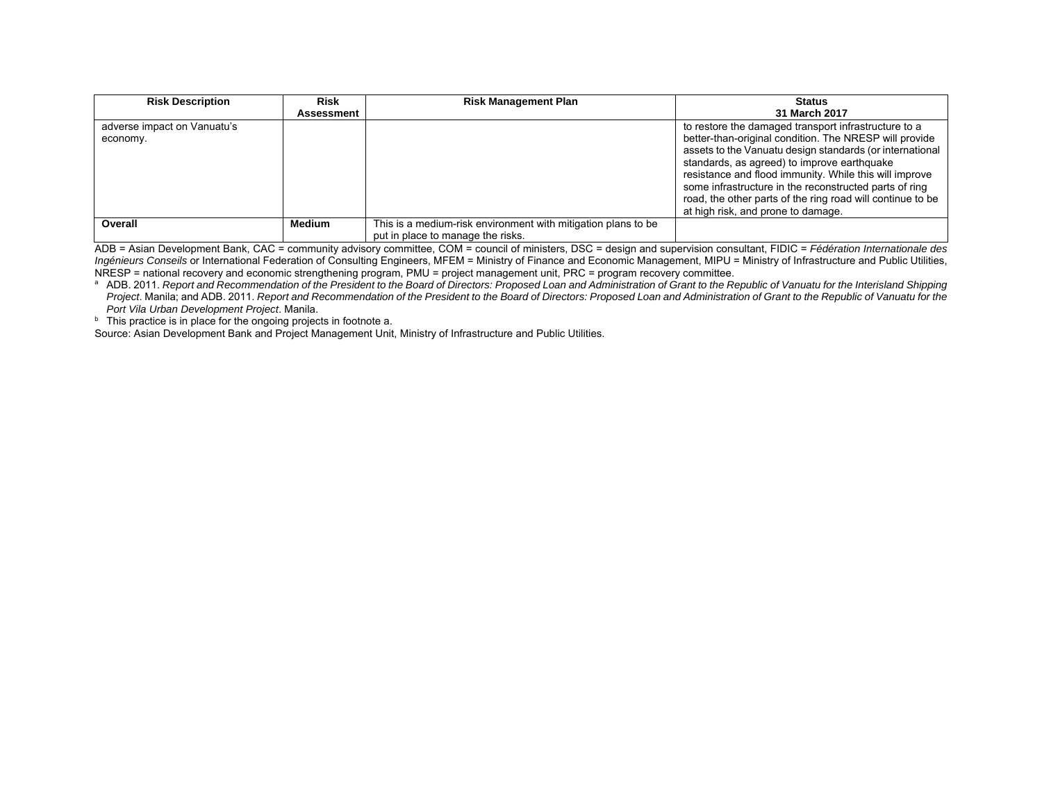| Risk Description | Risk Assessment | Risk Management Plan | Status 31 March 2017 |
|---|---|---|---|
| adverse impact on Vanuatu's economy. | | | to restore the damaged transport infrastructure to a better-than-original condition. The NRESP will provide assets to the Vanuatu design standards (or international standards, as agreed) to improve earthquake resistance and flood immunity. While this will improve some infrastructure in the reconstructed parts of ring road, the other parts of the ring road will continue to be at high risk, and prone to damage. |
| **Overall** | **Medium** | This is a medium-risk environment with mitigation plans to be put in place to manage the risks. | |

ADB = Asian Development Bank, CAC = community advisory committee, COM = council of ministers, DSC = design and supervision consultant, FIDIC = *Fédération Internationale des Ingénieurs Conseils* or International Federation of Consulting Engineers, MFEM = Ministry of Finance and Economic Management, MIPU = Ministry of Infrastructure and Public Utilities, NRESP = national recovery and economic strengthening program, PMU = project management unit, PRC = program recovery committee.

[a] ADB. 2011. *Report and Recommendation of the President to the Board of Directors: Proposed Loan and Administration of Grant to the Republic of Vanuatu for the Interisland Shipping Project*. Manila; and ADB. 2011. *Report and Recommendation of the President to the Board of Directors: Proposed Loan and Administration of Grant to the Republic of Vanuatu for the Port Vila Urban Development Project*. Manila.

[b] This practice is in place for the ongoing projects in footnote a.

Source: Asian Development Bank and Project Management Unit, Ministry of Infrastructure and Public Utilities.